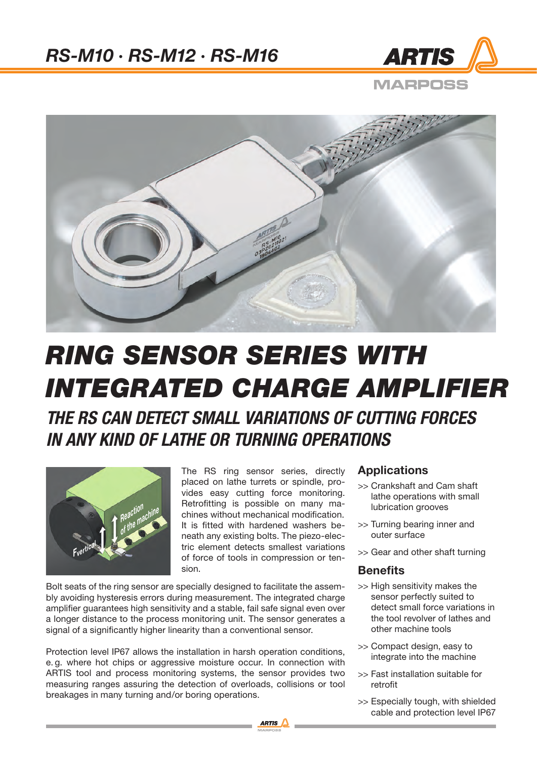# RS-M10 · RS-M12 · RS-M16

ARTIS
MARPOSS

# RING SENSOR SERIES WITH INTEGRATED CHARGE AMPLIFIER

## THE RS CAN DETECT SMALL VARIATIONS OF CUTTING FORCES IN ANY KIND OF LATHE OR TURNING OPERATIONS

The RS ring sensor series, directly placed on lathe turrets or spindle, provides easy cutting force monitoring. Retrofitting is possible on many machines without mechanical modification. It is fitted with hardened washers beneath any existing bolts. The piezo-electric element detects smallest variations of force of tools in compression or tension.

Bolt seats of the ring sensor are specially designed to facilitate the assembly avoiding hysteresis errors during measurement. The integrated charge amplifier guarantees high sensitivity and a stable, fail safe signal even over a longer distance to the process monitoring unit. The sensor generates a signal of a significantly higher linearity than a conventional sensor.

Protection level IP67 allows the installation in harsh operation conditions, e. g. where hot chips or aggressive moisture occur. In connection with ARTIS tool and process monitoring systems, the sensor provides two measuring ranges assuring the detection of overloads, collisions or tool breakages in many turning and/or boring operations.

### Applications

- >> Crankshaft and Cam shaft lathe operations with small lubrication grooves
- >> Turning bearing inner and outer surface
- >> Gear and other shaft turning

### Benefits

- >> High sensitivity makes the sensor perfectly suited to detect small force variations in the tool revolver of lathes and other machine tools
- >> Compact design, easy to integrate into the machine
- >> Fast installation suitable for retrofit
- >> Especially tough, with shielded cable and protection level IP67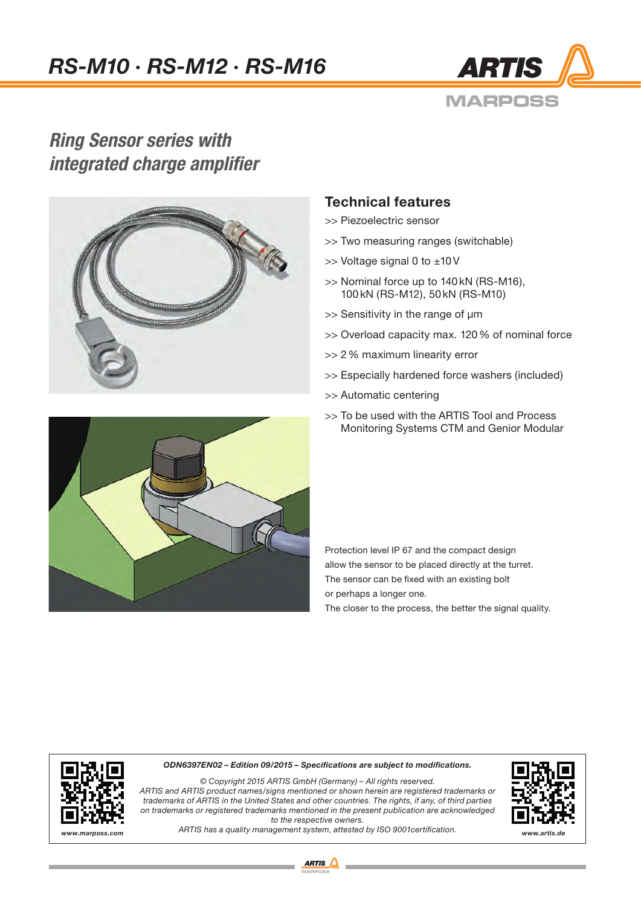# RS-M10 · RS-M12 · RS-M16

## Ring Sensor series with integrated charge amplifier

### Technical features

>> Piezoelectric sensor

>> Two measuring ranges (switchable)

>> Voltage signal 0 to ±10 V

>> Nominal force up to 140 kN (RS-M16), 100 kN (RS-M12), 50 kN (RS-M10)

>> Sensitivity in the range of µm

>> Overload capacity max. 120 % of nominal force

>> 2 % maximum linearity error

>> Especially hardened force washers (included)

>> Automatic centering

>> To be used with the ARTIS Tool and Process Monitoring Systems CTM and Genior Modular

Protection level IP 67 and the compact design allow the sensor to be placed directly at the turret. The sensor can be fixed with an existing bolt or perhaps a longer one. The closer to the process, the better the signal quality.

*www.marposs.com*

***ODN6397EN02 – Edition 09/2015 – Specifications are subject to modifications.***

*© Copyright 2015 ARTIS GmbH (Germany) – All rights reserved.*
*ARTIS and ARTIS product names/signs mentioned or shown herein are registered trademarks or trademarks of ARTIS in the United States and other countries. The rights, if any, of third parties on trademarks or registered trademarks mentioned in the present publication are acknowledged to the respective owners.*
*ARTIS has a quality management system, attested by ISO 9001certification.*

*www.artis.de*